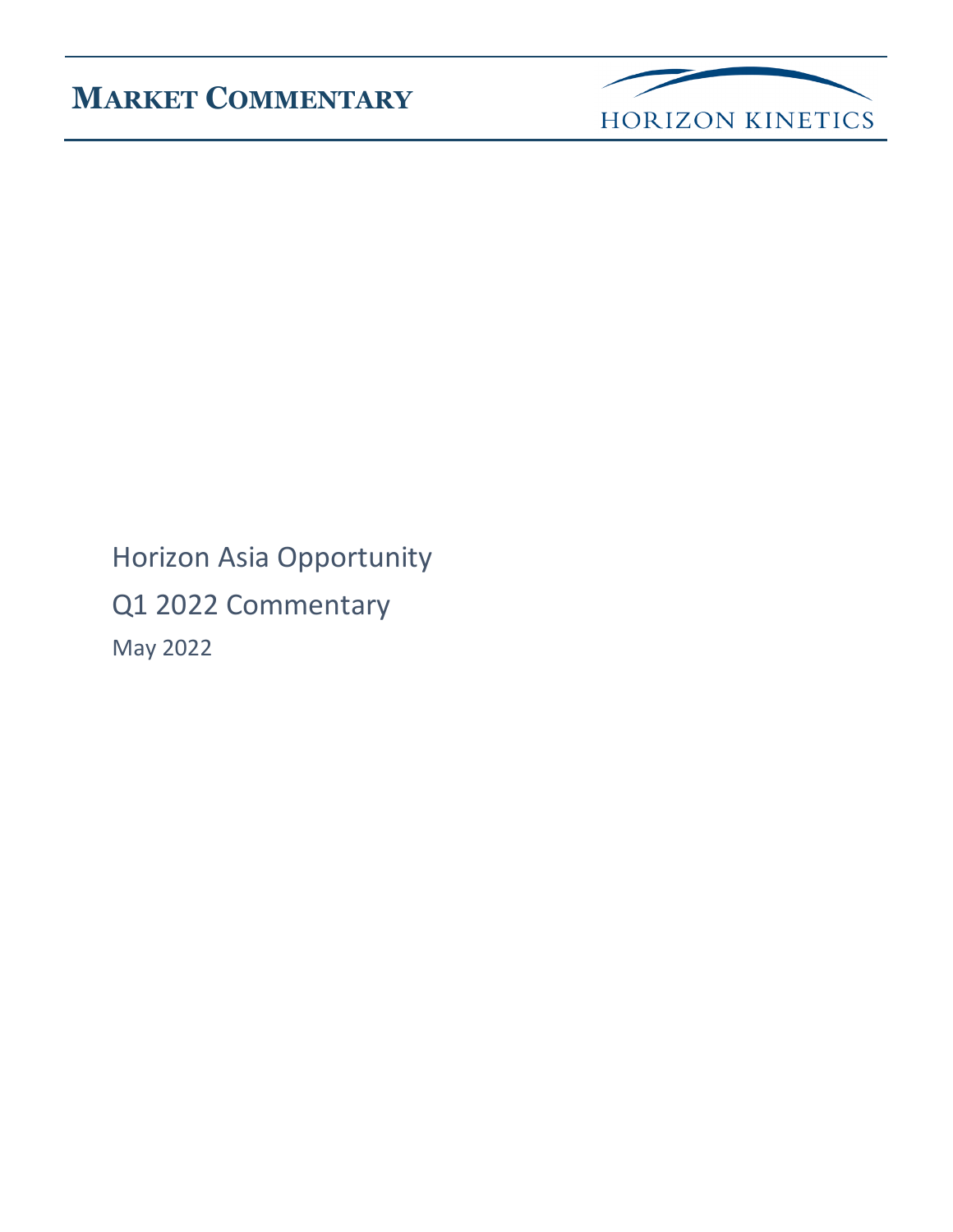# MARKET COMMENTARY

HORIZON KINETICS

Horizon Asia Opportunity

Q1 2022 Commentary

May 2022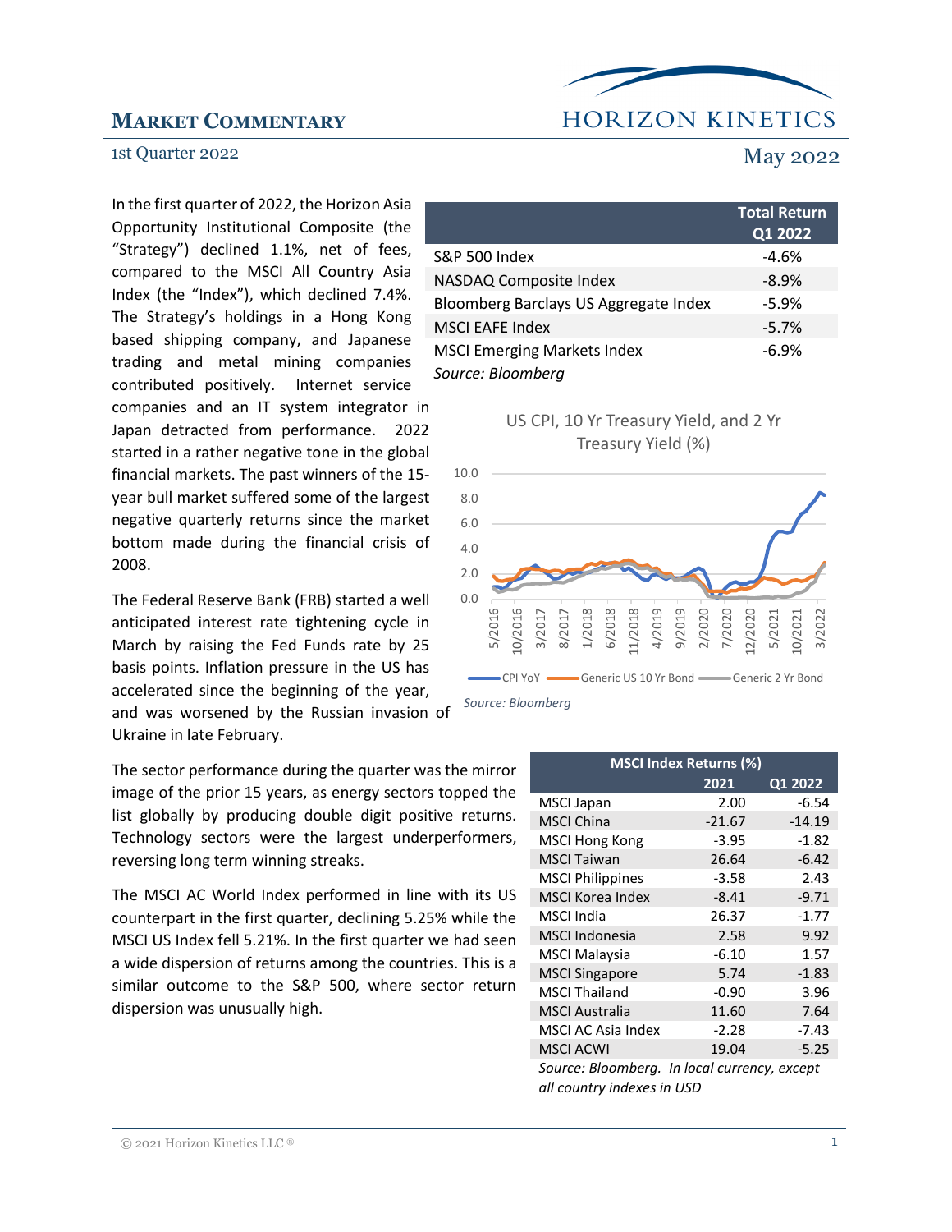# MARKET COMMENTARY

1st Quarter 2022

May 2022

In the first quarter of 2022, the Horizon Asia Opportunity Institutional Composite (the "Strategy") declined 1.1%, net of fees, compared to the MSCI All Country Asia Index (the "Index"), which declined 7.4%. The Strategy's holdings in a Hong Kong based shipping company, and Japanese trading and metal mining companies contributed positively. Internet service companies and an IT system integrator in Japan detracted from performance. 2022 started in a rather negative tone in the global financial markets. The past winners of the 15-year bull market suffered some of the largest negative quarterly returns since the market bottom made during the financial crisis of 2008.

| | Total Return Q1 2022 |
|---|---|
| S&P 500 Index | -4.6% |
| NASDAQ Composite Index | -8.9% |
| Bloomberg Barclays US Aggregate Index | -5.9% |
| MSCI EAFE Index | -5.7% |
| MSCI Emerging Markets Index | -6.9% |

*Source: Bloomberg*

US CPI, 10 Yr Treasury Yield, and 2 Yr Treasury Yield (%)

*Source: Bloomberg*

The Federal Reserve Bank (FRB) started a well anticipated interest rate tightening cycle in March by raising the Fed Funds rate by 25 basis points. Inflation pressure in the US has accelerated since the beginning of the year, and was worsened by the Russian invasion of Ukraine in late February.

The sector performance during the quarter was the mirror image of the prior 15 years, as energy sectors topped the list globally by producing double digit positive returns. Technology sectors were the largest underperformers, reversing long term winning streaks.

The MSCI AC World Index performed in line with its US counterpart in the first quarter, declining 5.25% while the MSCI US Index fell 5.21%. In the first quarter we had seen a wide dispersion of returns among the countries. This is a similar outcome to the S&P 500, where sector return dispersion was unusually high.

| MSCI Index Returns (%) | 2021 | Q1 2022 |
|---|---|---|
| MSCI Japan | 2.00 | -6.54 |
| MSCI China | -21.67 | -14.19 |
| MSCI Hong Kong | -3.95 | -1.82 |
| MSCI Taiwan | 26.64 | -6.42 |
| MSCI Philippines | -3.58 | 2.43 |
| MSCI Korea Index | -8.41 | -9.71 |
| MSCI India | 26.37 | -1.77 |
| MSCI Indonesia | 2.58 | 9.92 |
| MSCI Malaysia | -6.10 | 1.57 |
| MSCI Singapore | 5.74 | -1.83 |
| MSCI Thailand | -0.90 | 3.96 |
| MSCI Australia | 11.60 | 7.64 |
| MSCI AC Asia Index | -2.28 | -7.43 |
| MSCI ACWI | 19.04 | -5.25 |

*Source: Bloomberg. In local currency, except all country indexes in USD*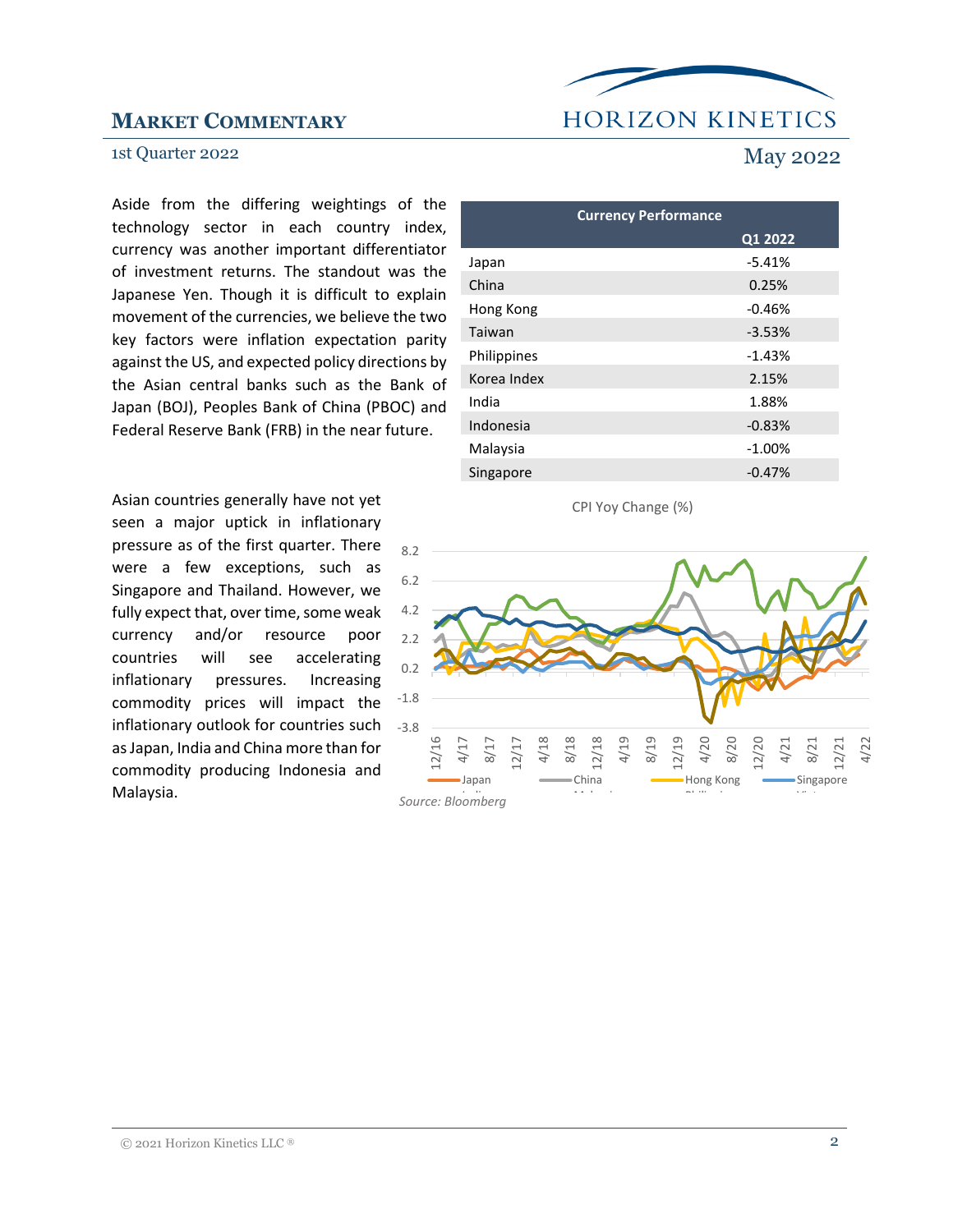Aside from the differing weightings of the technology sector in each country index, currency was another important differentiator of investment returns. The standout was the Japanese Yen. Though it is difficult to explain movement of the currencies, we believe the two key factors were inflation expectation parity against the US, and expected policy directions by the Asian central banks such as the Bank of Japan (BOJ), Peoples Bank of China (PBOC) and Federal Reserve Bank (FRB) in the near future.

| Currency Performance | Q1 2022 |
|---|---|
| Japan | -5.41% |
| China | 0.25% |
| Hong Kong | -0.46% |
| Taiwan | -3.53% |
| Philippines | -1.43% |
| Korea Index | 2.15% |
| India | 1.88% |
| Indonesia | -0.83% |
| Malaysia | -1.00% |
| Singapore | -0.47% |

Asian countries generally have not yet seen a major uptick in inflationary pressure as of the first quarter. There were a few exceptions, such as Singapore and Thailand. However, we fully expect that, over time, some weak currency and/or resource poor countries will see accelerating inflationary pressures. Increasing commodity prices will impact the inflationary outlook for countries such as Japan, India and China more than for commodity producing Indonesia and Malaysia.

CPI Yoy Change (%)

*Source: Bloomberg*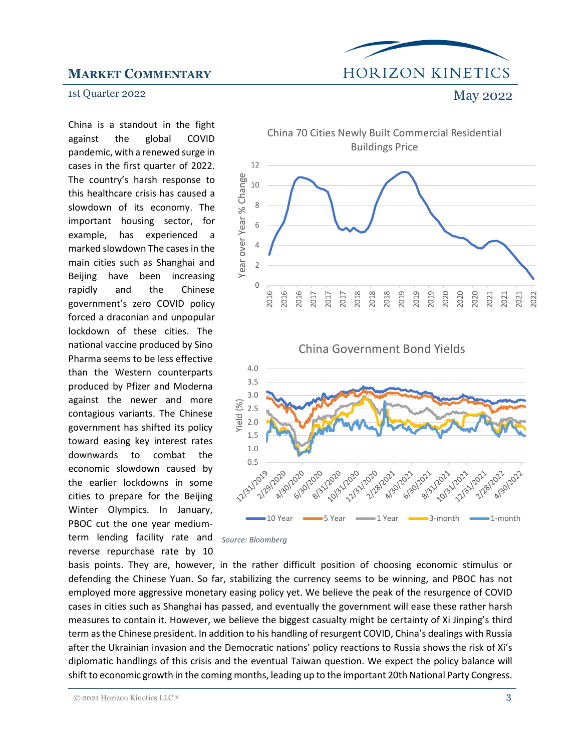China is a standout in the fight against the global COVID pandemic, with a renewed surge in cases in the first quarter of 2022. The country's harsh response to this healthcare crisis has caused a slowdown of its economy. The important housing sector, for example, has experienced a marked slowdown The cases in the main cities such as Shanghai and Beijing have been increasing rapidly and the Chinese government's zero COVID policy forced a draconian and unpopular lockdown of these cities. The national vaccine produced by Sino Pharma seems to be less effective than the Western counterparts produced by Pfizer and Moderna against the newer and more contagious variants. The Chinese government has shifted its policy toward easing key interest rates downwards to combat the economic slowdown caused by the earlier lockdowns in some cities to prepare for the Beijing Winter Olympics. In January, PBOC cut the one year medium-term lending facility rate and reverse repurchase rate by 10 basis points. They are, however, in the rather difficult position of choosing economic stimulus or defending the Chinese Yuan. So far, stabilizing the currency seems to be winning, and PBOC has not employed more aggressive monetary easing policy yet. We believe the peak of the resurgence of COVID cases in cities such as Shanghai has passed, and eventually the government will ease these rather harsh measures to contain it. However, we believe the biggest casualty might be certainty of Xi Jinping's third term as the Chinese president. In addition to his handling of resurgent COVID, China's dealings with Russia after the Ukrainian invasion and the Democratic nations' policy reactions to Russia shows the risk of Xi's diplomatic handlings of this crisis and the eventual Taiwan question. We expect the policy balance will shift to economic growth in the coming months, leading up to the important 20th National Party Congress.

China 70 Cities Newly Built Commercial Residential Buildings Price

China Government Bond Yields

*Source: Bloomberg*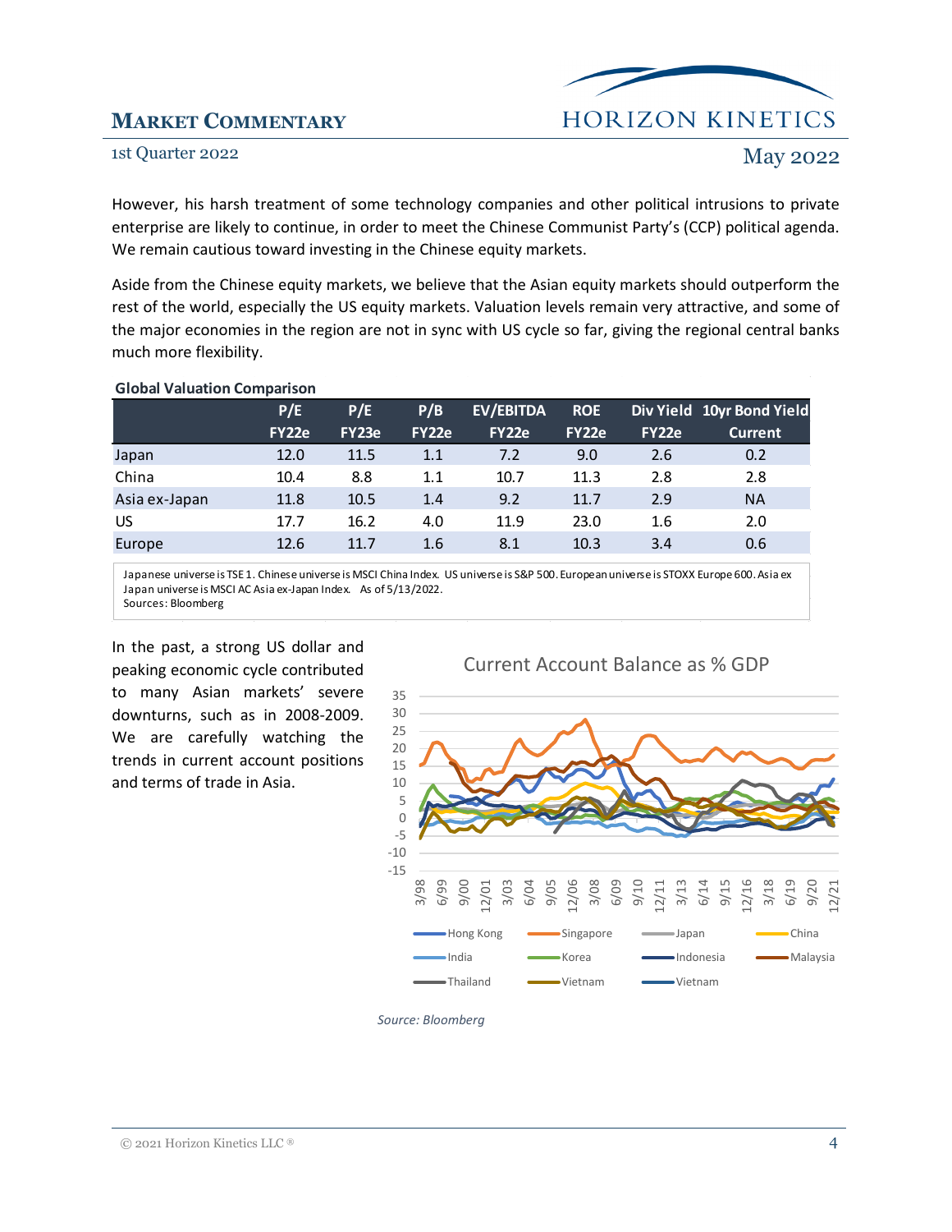However, his harsh treatment of some technology companies and other political intrusions to private enterprise are likely to continue, in order to meet the Chinese Communist Party's (CCP) political agenda. We remain cautious toward investing in the Chinese equity markets.

Aside from the Chinese equity markets, we believe that the Asian equity markets should outperform the rest of the world, especially the US equity markets. Valuation levels remain very attractive, and some of the major economies in the region are not in sync with US cycle so far, giving the regional central banks much more flexibility.

**Global Valuation Comparison**

| | P/E FY22e | P/E FY23e | P/B FY22e | EV/EBITDA FY22e | ROE FY22e | Div Yield FY22e | 10yr Bond Yield Current |
|---|---|---|---|---|---|---|---|
| Japan | 12.0 | 11.5 | 1.1 | 7.2 | 9.0 | 2.6 | 0.2 |
| China | 10.4 | 8.8 | 1.1 | 10.7 | 11.3 | 2.8 | 2.8 |
| Asia ex-Japan | 11.8 | 10.5 | 1.4 | 9.2 | 11.7 | 2.9 | NA |
| US | 17.7 | 16.2 | 4.0 | 11.9 | 23.0 | 1.6 | 2.0 |
| Europe | 12.6 | 11.7 | 1.6 | 8.1 | 10.3 | 3.4 | 0.6 |

Japanese universe is TSE 1. Chinese universe is MSCI China Index. US universe is S&P 500. European universe is STOXX Europe 600. Asia ex Japan universe is MSCI AC Asia ex-Japan Index. As of 5/13/2022.
Sources: Bloomberg

In the past, a strong US dollar and peaking economic cycle contributed to many Asian markets' severe downturns, such as in 2008-2009. We are carefully watching the trends in current account positions and terms of trade in Asia.

**Current Account Balance as % GDP**

*Source: Bloomberg*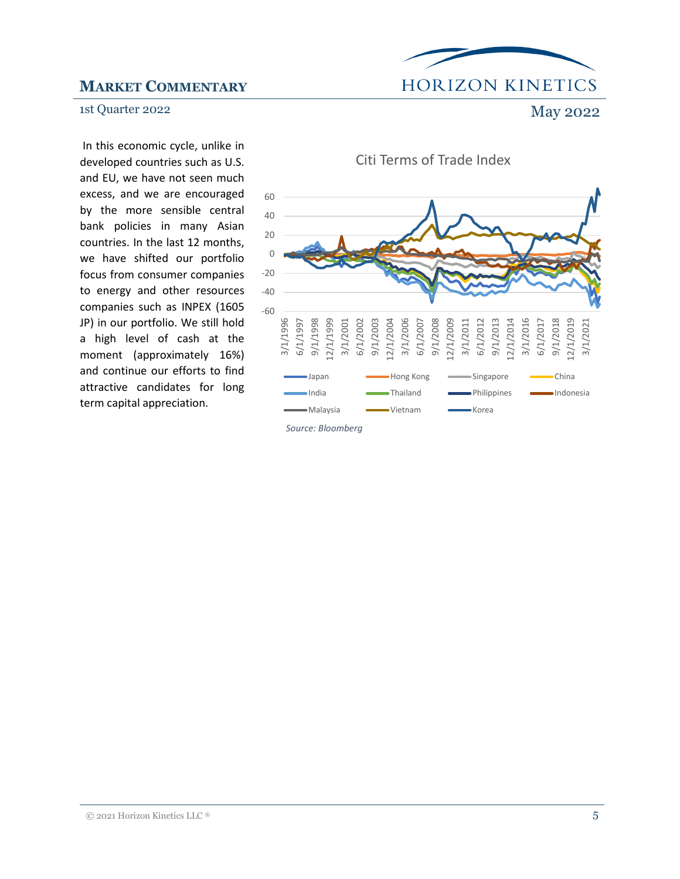In this economic cycle, unlike in developed countries such as U.S. and EU, we have not seen much excess, and we are encouraged by the more sensible central bank policies in many Asian countries. In the last 12 months, we have shifted our portfolio focus from consumer companies to energy and other resources companies such as INPEX (1605 JP) in our portfolio. We still hold a high level of cash at the moment (approximately 16%) and continue our efforts to find attractive candidates for long term capital appreciation.

Citi Terms of Trade Index

*Source: Bloomberg*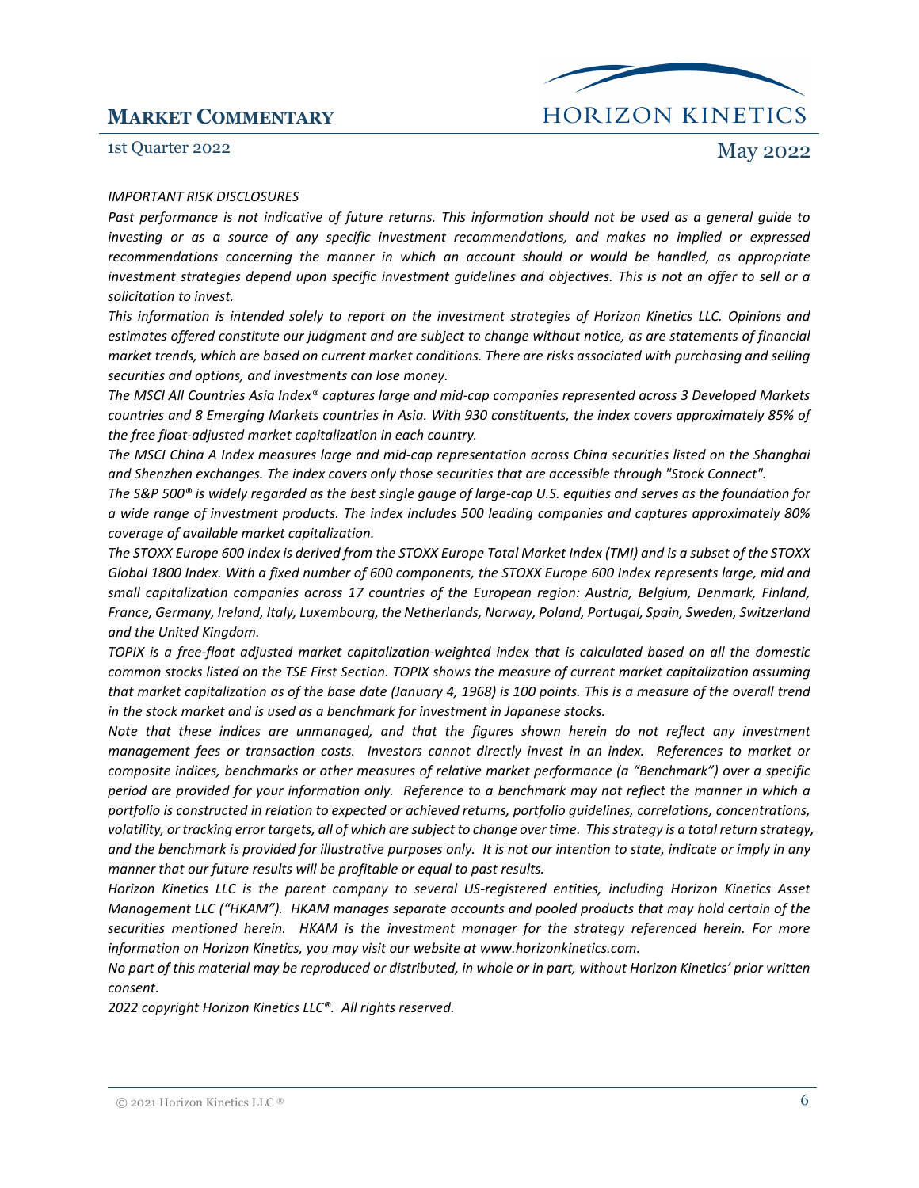*IMPORTANT RISK DISCLOSURES*

*Past performance is not indicative of future returns. This information should not be used as a general guide to investing or as a source of any specific investment recommendations, and makes no implied or expressed recommendations concerning the manner in which an account should or would be handled, as appropriate investment strategies depend upon specific investment guidelines and objectives. This is not an offer to sell or a solicitation to invest.*

*This information is intended solely to report on the investment strategies of Horizon Kinetics LLC. Opinions and estimates offered constitute our judgment and are subject to change without notice, as are statements of financial market trends, which are based on current market conditions. There are risks associated with purchasing and selling securities and options, and investments can lose money.*

*The MSCI All Countries Asia Index® captures large and mid-cap companies represented across 3 Developed Markets countries and 8 Emerging Markets countries in Asia. With 930 constituents, the index covers approximately 85% of the free float-adjusted market capitalization in each country.*

*The MSCI China A Index measures large and mid-cap representation across China securities listed on the Shanghai and Shenzhen exchanges. The index covers only those securities that are accessible through "Stock Connect".*

*The S&P 500® is widely regarded as the best single gauge of large-cap U.S. equities and serves as the foundation for a wide range of investment products. The index includes 500 leading companies and captures approximately 80% coverage of available market capitalization.*

*The STOXX Europe 600 Index is derived from the STOXX Europe Total Market Index (TMI) and is a subset of the STOXX Global 1800 Index. With a fixed number of 600 components, the STOXX Europe 600 Index represents large, mid and small capitalization companies across 17 countries of the European region: Austria, Belgium, Denmark, Finland, France, Germany, Ireland, Italy, Luxembourg, the Netherlands, Norway, Poland, Portugal, Spain, Sweden, Switzerland and the United Kingdom.*

*TOPIX is a free-float adjusted market capitalization-weighted index that is calculated based on all the domestic common stocks listed on the TSE First Section. TOPIX shows the measure of current market capitalization assuming that market capitalization as of the base date (January 4, 1968) is 100 points. This is a measure of the overall trend in the stock market and is used as a benchmark for investment in Japanese stocks.*

*Note that these indices are unmanaged, and that the figures shown herein do not reflect any investment management fees or transaction costs. Investors cannot directly invest in an index. References to market or composite indices, benchmarks or other measures of relative market performance (a "Benchmark") over a specific period are provided for your information only. Reference to a benchmark may not reflect the manner in which a portfolio is constructed in relation to expected or achieved returns, portfolio guidelines, correlations, concentrations, volatility, or tracking error targets, all of which are subject to change over time. This strategy is a total return strategy, and the benchmark is provided for illustrative purposes only. It is not our intention to state, indicate or imply in any manner that our future results will be profitable or equal to past results.*

*Horizon Kinetics LLC is the parent company to several US-registered entities, including Horizon Kinetics Asset Management LLC ("HKAM"). HKAM manages separate accounts and pooled products that may hold certain of the securities mentioned herein. HKAM is the investment manager for the strategy referenced herein. For more information on Horizon Kinetics, you may visit our website at www.horizonkinetics.com.*

*No part of this material may be reproduced or distributed, in whole or in part, without Horizon Kinetics' prior written consent.*

*2022 copyright Horizon Kinetics LLC®. All rights reserved.*